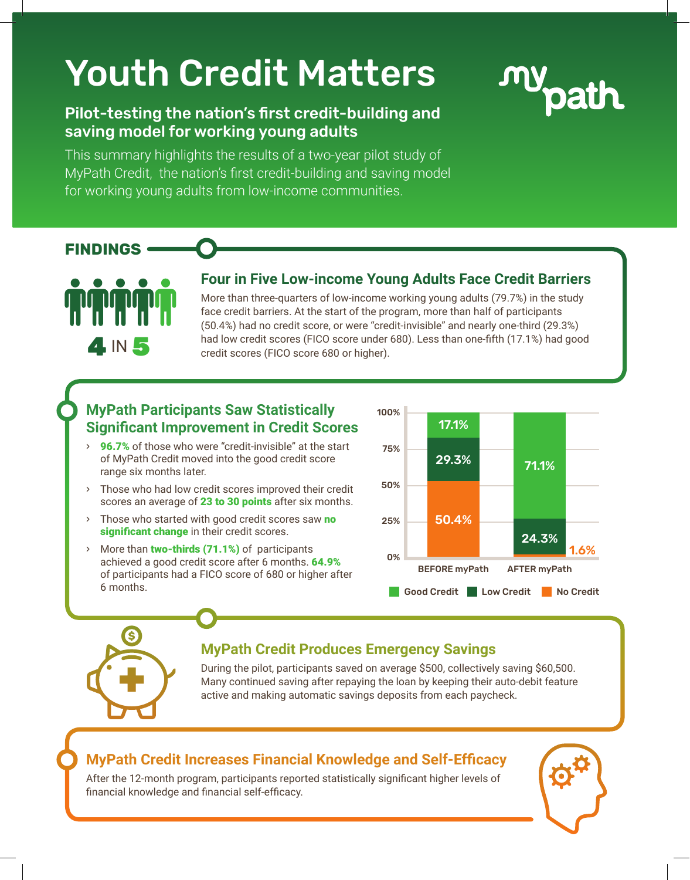# Youth Credit Matters

myPath

## Pilot-testing the nation's first credit-building and saving model for working young adults

This summary highlights the results of a two-year pilot study of MyPath Credit, the nation's first credit-building and saving model for working young adults from low-income communities.

## FINDINGS

**4 IN 5**

### Four in Five Low-income Young Adults Face Credit Barriers

More than three-quarters of low-income working young adults (79.7%) in the study face credit barriers. At the start of the program, more than half of participants (50.4%) had no credit score, or were "credit-invisible" and nearly one-third (29.3%) had low credit scores (FICO score under 680). Less than one-fifth (17.1%) had good credit scores (FICO score 680 or higher).

### MyPath Participants Saw Statistically Significant Improvement in Credit Scores

- **96.7%** of those who were "credit-invisible" at the start of MyPath Credit moved into the good credit score range six months later.
- Those who had low credit scores improved their credit scores an average of **23 to 30 points** after six months.
- Those who started with good credit scores saw **no significant change** in their credit scores.
- More than **two-thirds (71.1%)** of participants achieved a good credit score after 6 months. **64.9%** of participants had a FICO score of 680 or higher after 6 months.

| | BEFORE myPath | AFTER myPath |
|---|---|---|
| Good Credit | 17.1% | 71.1% |
| Low Credit | 29.3% | 24.3% |
| No Credit | 50.4% | 1.6% |

### MyPath Credit Produces Emergency Savings

During the pilot, participants saved on average $500, collectively saving $60,500. Many continued saving after repaying the loan by keeping their auto-debit feature active and making automatic savings deposits from each paycheck.

### MyPath Credit Increases Financial Knowledge and Self-Efficacy

After the 12-month program, participants reported statistically significant higher levels of financial knowledge and financial self-efficacy.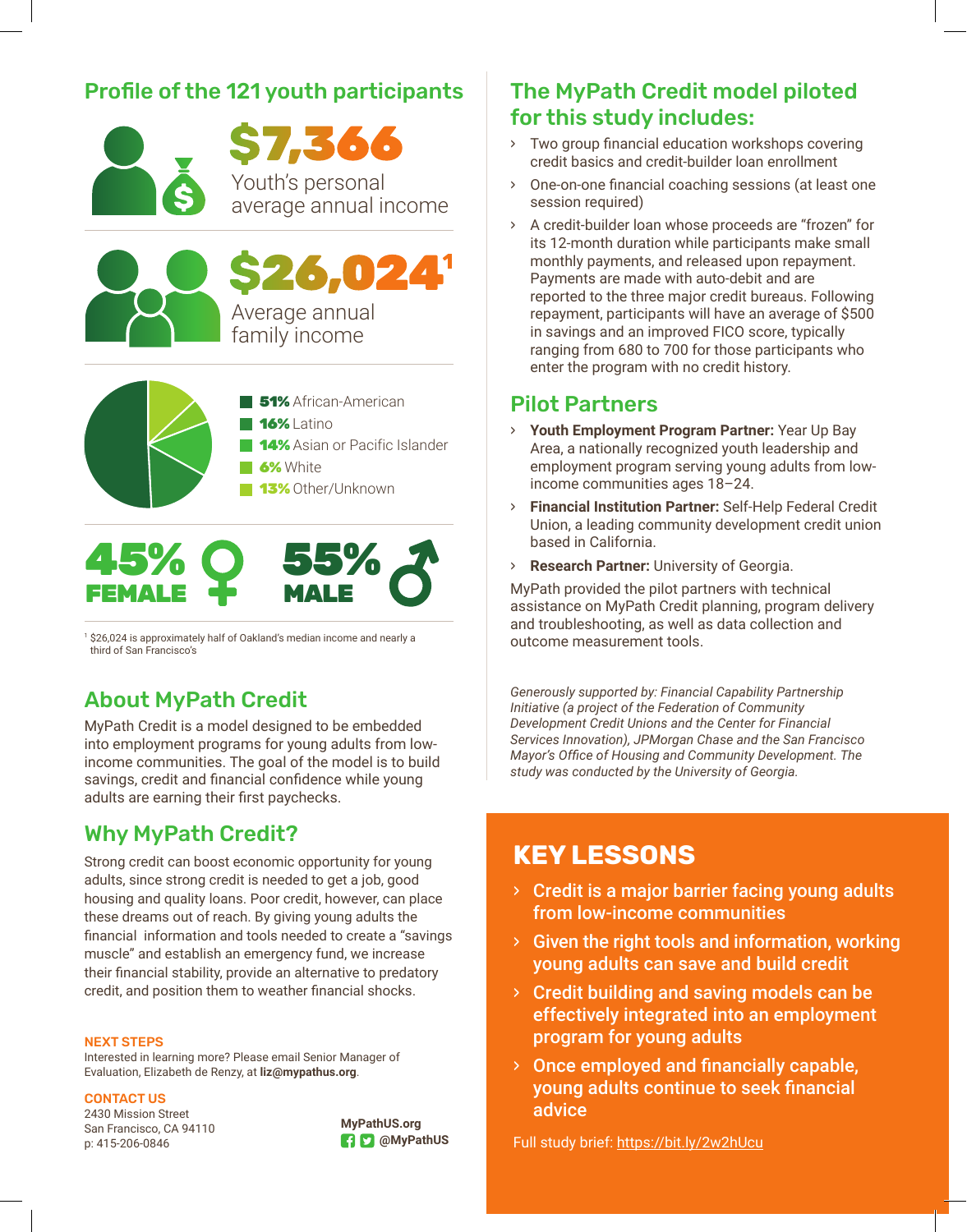## Profile of the 121 youth participants

**$7,366**
Youth's personal average annual income

**$26,024**[1]
Average annual family income

**51%** African-American
**16%** Latino
**14%** Asian or Pacific Islander
**6%** White
**13%** Other/Unknown

**45% FEMALE**
**55% MALE**

[1] $26,024 is approximately half of Oakland's median income and nearly a third of San Francisco's

## About MyPath Credit

MyPath Credit is a model designed to be embedded into employment programs for young adults from low-income communities. The goal of the model is to build savings, credit and financial confidence while young adults are earning their first paychecks.

## Why MyPath Credit?

Strong credit can boost economic opportunity for young adults, since strong credit is needed to get a job, good housing and quality loans. Poor credit, however, can place these dreams out of reach. By giving young adults the financial information and tools needed to create a "savings muscle" and establish an emergency fund, we increase their financial stability, provide an alternative to predatory credit, and position them to weather financial shocks.

**NEXT STEPS**
Interested in learning more? Please email Senior Manager of Evaluation, Elizabeth de Renzy, at **liz@mypathus.org**.

**CONTACT US**
2430 Mission Street
San Francisco, CA 94110
p: 415-206-0846

**MyPathUS.org**
**@MyPathUS**

## The MyPath Credit model piloted for this study includes:

- Two group financial education workshops covering credit basics and credit-builder loan enrollment
- One-on-one financial coaching sessions (at least one session required)
- A credit-builder loan whose proceeds are "frozen" for its 12-month duration while participants make small monthly payments, and released upon repayment. Payments are made with auto-debit and are reported to the three major credit bureaus. Following repayment, participants will have an average of $500 in savings and an improved FICO score, typically ranging from 680 to 700 for those participants who enter the program with no credit history.

## Pilot Partners

- **Youth Employment Program Partner:** Year Up Bay Area, a nationally recognized youth leadership and employment program serving young adults from low-income communities ages 18–24.
- **Financial Institution Partner:** Self-Help Federal Credit Union, a leading community development credit union based in California.
- **Research Partner:** University of Georgia.

MyPath provided the pilot partners with technical assistance on MyPath Credit planning, program delivery and troubleshooting, as well as data collection and outcome measurement tools.

*Generously supported by: Financial Capability Partnership Initiative (a project of the Federation of Community Development Credit Unions and the Center for Financial Services Innovation), JPMorgan Chase and the San Francisco Mayor's Office of Housing and Community Development. The study was conducted by the University of Georgia.*

## KEY LESSONS

- Credit is a major barrier facing young adults from low-income communities
- Given the right tools and information, working young adults can save and build credit
- Credit building and saving models can be effectively integrated into an employment program for young adults
- Once employed and financially capable, young adults continue to seek financial advice

Full study brief: https://bit.ly/2w2hUcu